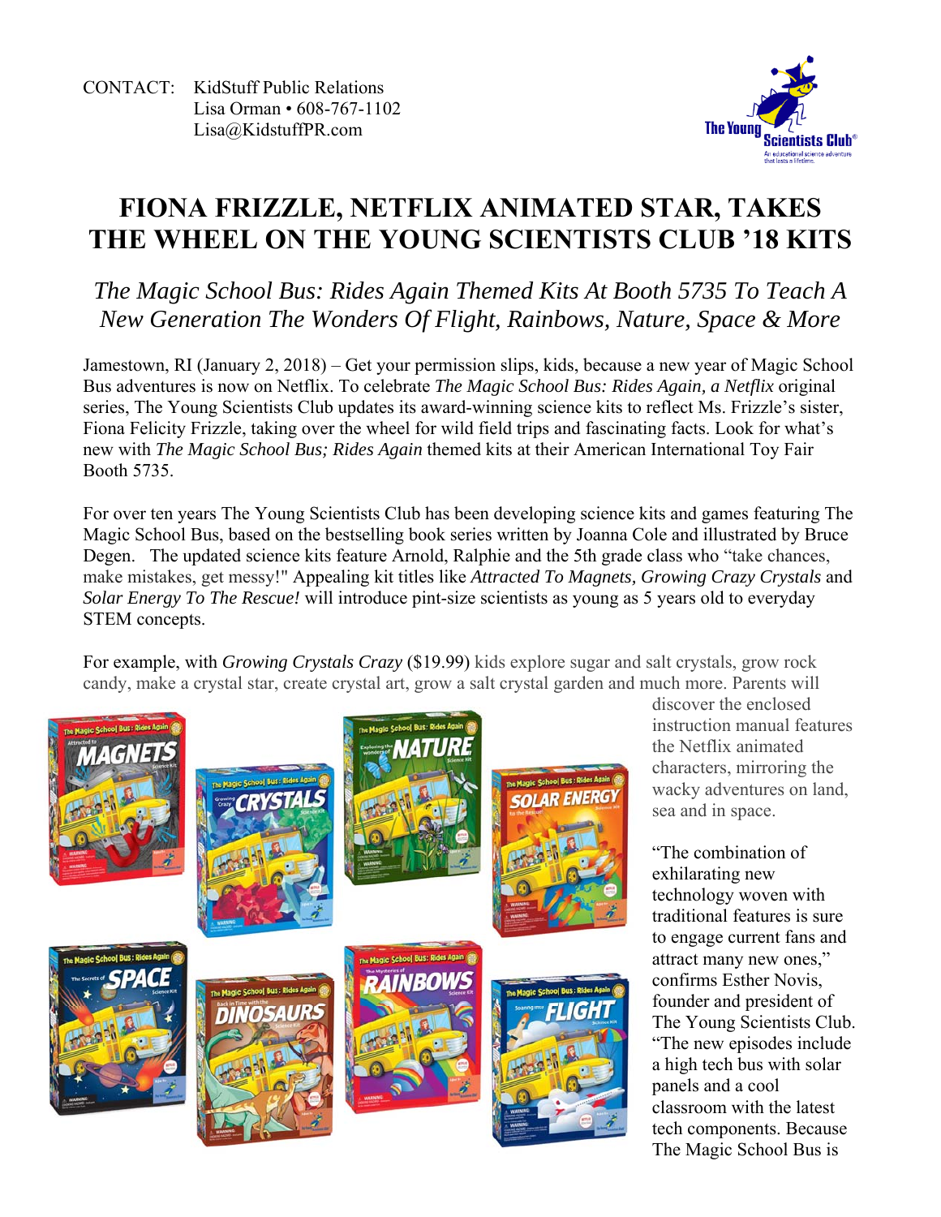CONTACT: KidStuff Public Relations
Lisa Orman • 608-767-1102
Lisa@KidstuffPR.com

# FIONA FRIZZLE, NETFLIX ANIMATED STAR, TAKES THE WHEEL ON THE YOUNG SCIENTISTS CLUB '18 KITS

## *The Magic School Bus: Rides Again Themed Kits At Booth 5735 To Teach A New Generation The Wonders Of Flight, Rainbows, Nature, Space & More*

Jamestown, RI (January 2, 2018) – Get your permission slips, kids, because a new year of Magic School Bus adventures is now on Netflix. To celebrate *The Magic School Bus: Rides Again, a Netflix* original series, The Young Scientists Club updates its award-winning science kits to reflect Ms. Frizzle's sister, Fiona Felicity Frizzle, taking over the wheel for wild field trips and fascinating facts. Look for what's new with *The Magic School Bus; Rides Again* themed kits at their American International Toy Fair Booth 5735.

For over ten years The Young Scientists Club has been developing science kits and games featuring The Magic School Bus, based on the bestselling book series written by Joanna Cole and illustrated by Bruce Degen. The updated science kits feature Arnold, Ralphie and the 5th grade class who "take chances, make mistakes, get messy!" Appealing kit titles like *Attracted To Magnets, Growing Crazy Crystals* and *Solar Energy To The Rescue!* will introduce pint-size scientists as young as 5 years old to everyday STEM concepts.

For example, with *Growing Crystals Crazy* ($19.99) kids explore sugar and salt crystals, grow rock candy, make a crystal star, create crystal art, grow a salt crystal garden and much more. Parents will discover the enclosed instruction manual features the Netflix animated characters, mirroring the wacky adventures on land, sea and in space.

"The combination of exhilarating new technology woven with traditional features is sure to engage current fans and attract many new ones," confirms Esther Novis, founder and president of The Young Scientists Club. "The new episodes include a high tech bus with solar panels and a cool classroom with the latest tech components. Because The Magic School Bus is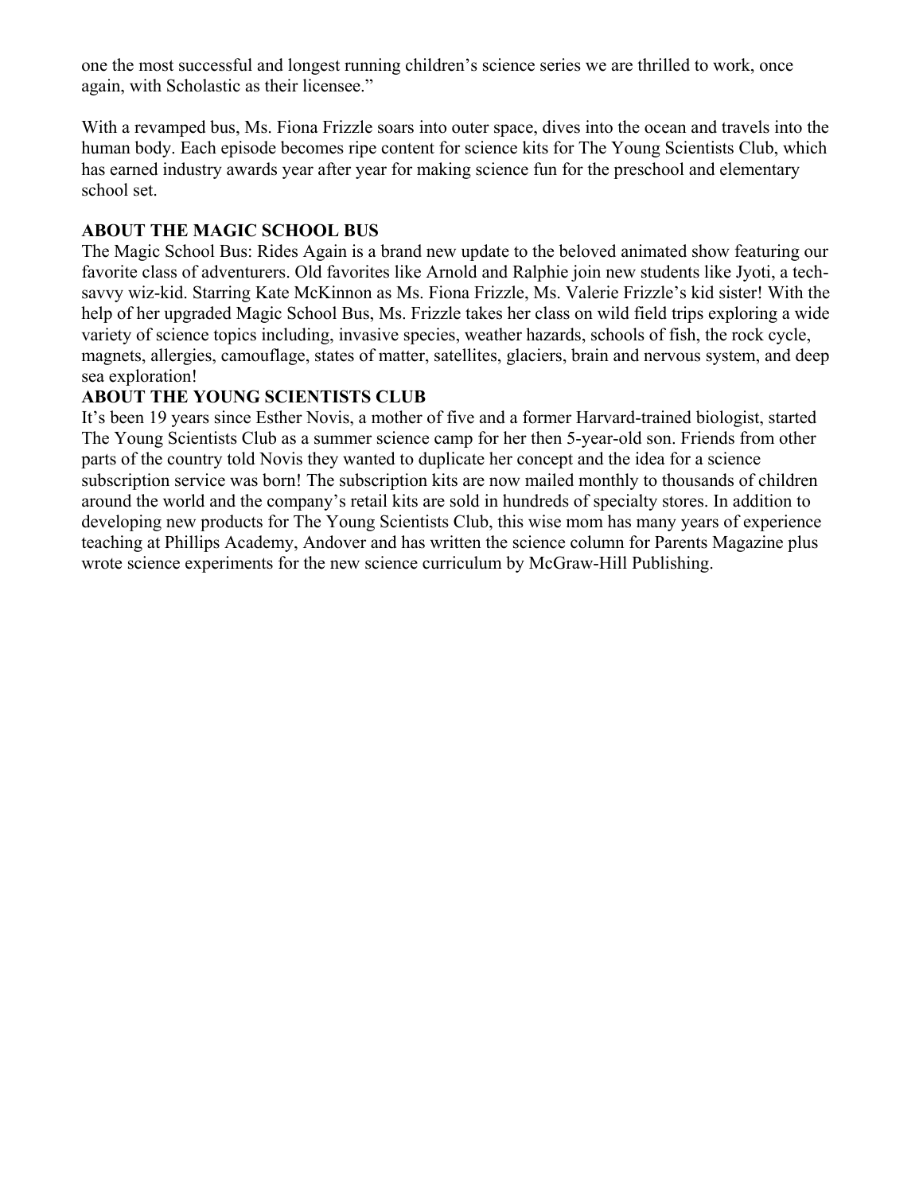one the most successful and longest running children's science series we are thrilled to work, once again, with Scholastic as their licensee."

With a revamped bus, Ms. Fiona Frizzle soars into outer space, dives into the ocean and travels into the human body. Each episode becomes ripe content for science kits for The Young Scientists Club, which has earned industry awards year after year for making science fun for the preschool and elementary school set.

**ABOUT THE MAGIC SCHOOL BUS**

The Magic School Bus: Rides Again is a brand new update to the beloved animated show featuring our favorite class of adventurers. Old favorites like Arnold and Ralphie join new students like Jyoti, a tech-savvy wiz-kid. Starring Kate McKinnon as Ms. Fiona Frizzle, Ms. Valerie Frizzle's kid sister! With the help of her upgraded Magic School Bus, Ms. Frizzle takes her class on wild field trips exploring a wide variety of science topics including, invasive species, weather hazards, schools of fish, the rock cycle, magnets, allergies, camouflage, states of matter, satellites, glaciers, brain and nervous system, and deep sea exploration!

**ABOUT THE YOUNG SCIENTISTS CLUB**

It's been 19 years since Esther Novis, a mother of five and a former Harvard-trained biologist, started The Young Scientists Club as a summer science camp for her then 5-year-old son. Friends from other parts of the country told Novis they wanted to duplicate her concept and the idea for a science subscription service was born! The subscription kits are now mailed monthly to thousands of children around the world and the company's retail kits are sold in hundreds of specialty stores. In addition to developing new products for The Young Scientists Club, this wise mom has many years of experience teaching at Phillips Academy, Andover and has written the science column for Parents Magazine plus wrote science experiments for the new science curriculum by McGraw-Hill Publishing.